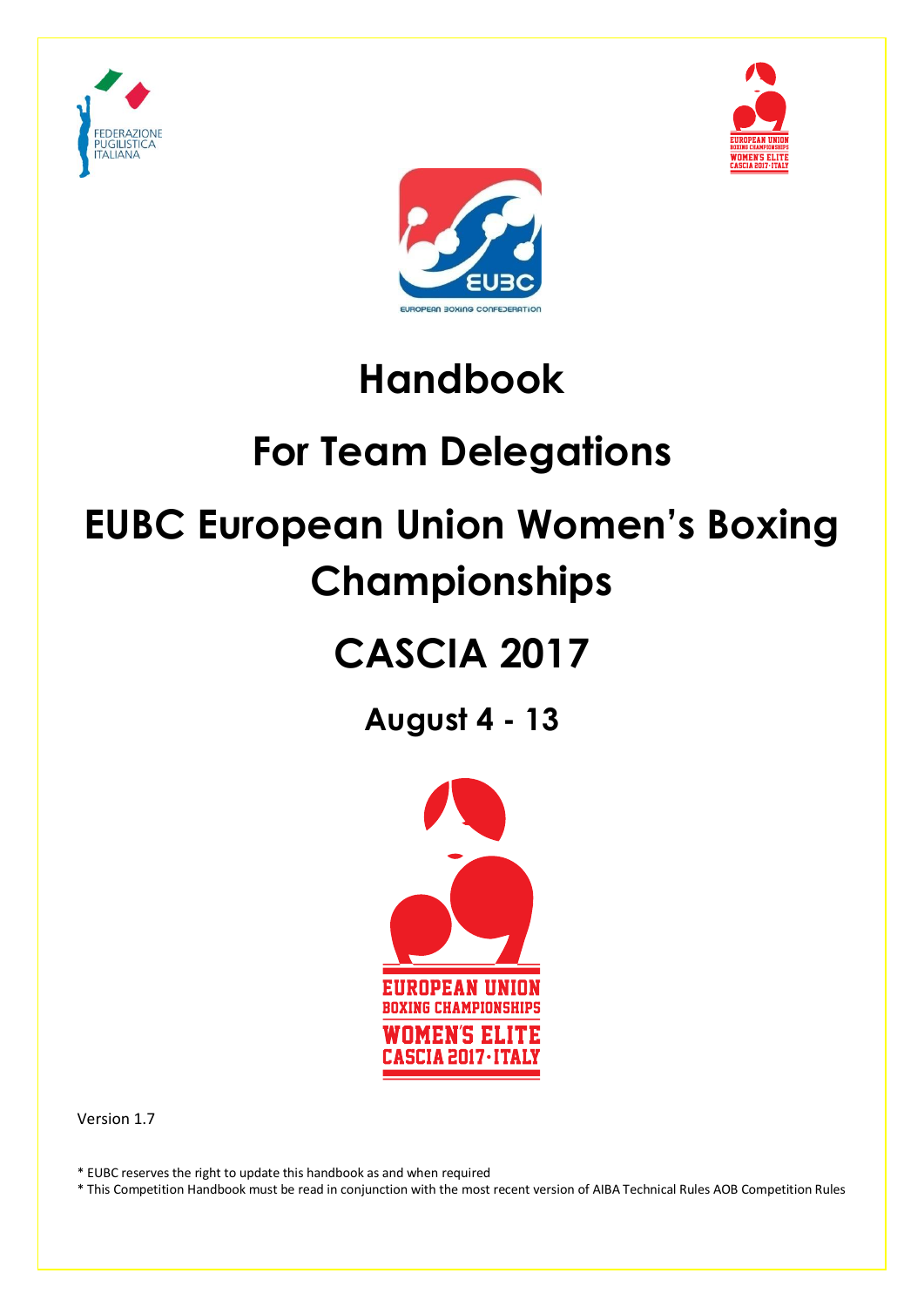# Handbook

# For Team Delegations

# EUBC European Union Women's Boxing Championships

# CASCIA 2017

## August 4 - 13

Version 1.7

\* EUBC reserves the right to update this handbook as and when required

\* This Competition Handbook must be read in conjunction with the most recent version of AIBA Technical Rules AOB Competition Rules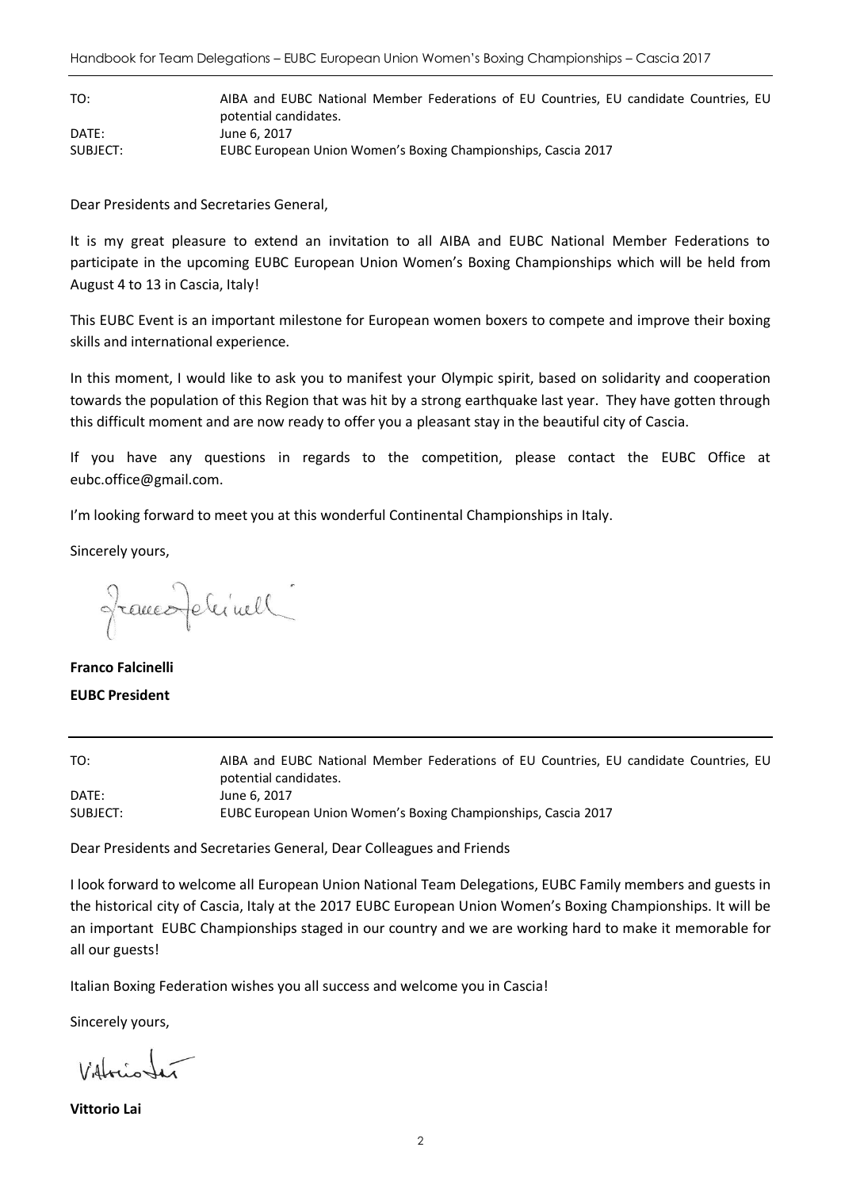TO: AIBA and EUBC National Member Federations of EU Countries, EU candidate Countries, EU potential candidates.
DATE: June 6, 2017
SUBJECT: EUBC European Union Women's Boxing Championships, Cascia 2017

Dear Presidents and Secretaries General,

It is my great pleasure to extend an invitation to all AIBA and EUBC National Member Federations to participate in the upcoming EUBC European Union Women's Boxing Championships which will be held from August 4 to 13 in Cascia, Italy!

This EUBC Event is an important milestone for European women boxers to compete and improve their boxing skills and international experience.

In this moment, I would like to ask you to manifest your Olympic spirit, based on solidarity and cooperation towards the population of this Region that was hit by a strong earthquake last year. They have gotten through this difficult moment and are now ready to offer you a pleasant stay in the beautiful city of Cascia.

If you have any questions in regards to the competition, please contact the EUBC Office at eubc.office@gmail.com.

I'm looking forward to meet you at this wonderful Continental Championships in Italy.

Sincerely yours,

**Franco Falcinelli**

**EUBC President**

---

TO: AIBA and EUBC National Member Federations of EU Countries, EU candidate Countries, EU potential candidates.
DATE: June 6, 2017
SUBJECT: EUBC European Union Women's Boxing Championships, Cascia 2017

Dear Presidents and Secretaries General, Dear Colleagues and Friends

I look forward to welcome all European Union National Team Delegations, EUBC Family members and guests in the historical city of Cascia, Italy at the 2017 EUBC European Union Women's Boxing Championships. It will be an important EUBC Championships staged in our country and we are working hard to make it memorable for all our guests!

Italian Boxing Federation wishes you all success and welcome you in Cascia!

Sincerely yours,

**Vittorio Lai**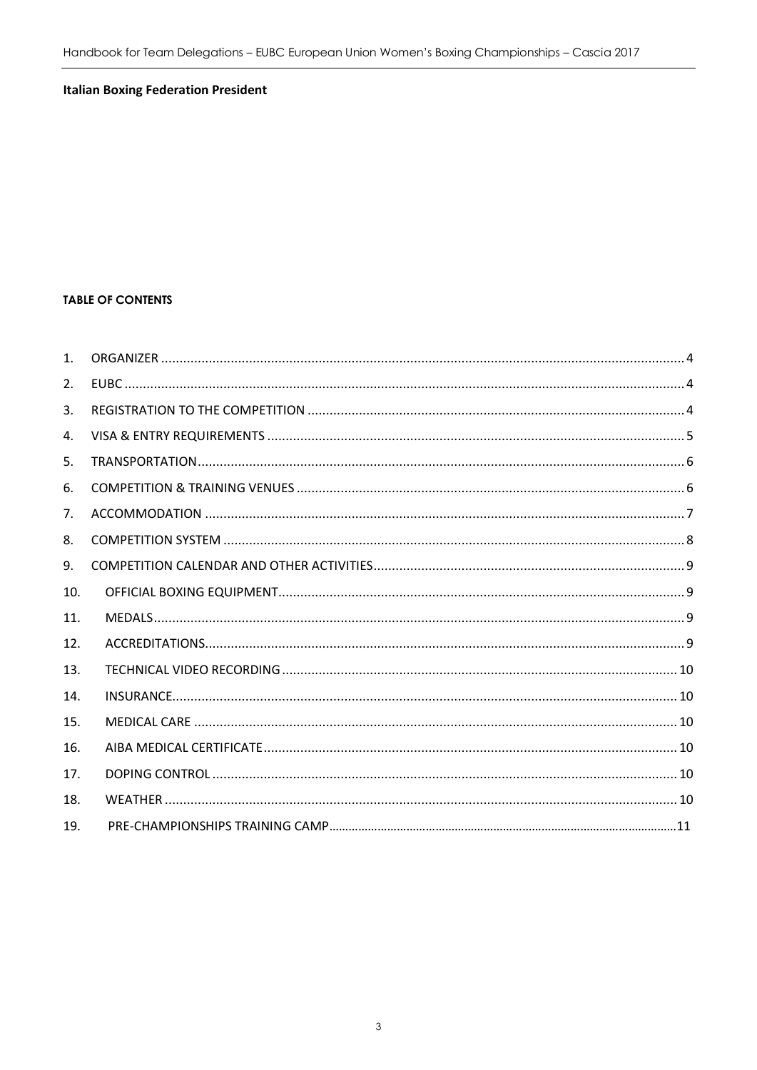**Italian Boxing Federation President**

**TABLE OF CONTENTS**

1. ORGANIZER ..... 4
2. EUBC ..... 4
3. REGISTRATION TO THE COMPETITION ..... 4
4. VISA & ENTRY REQUIREMENTS ..... 5
5. TRANSPORTATION ..... 6
6. COMPETITION & TRAINING VENUES ..... 6
7. ACCOMMODATION ..... 7
8. COMPETITION SYSTEM ..... 8
9. COMPETITION CALENDAR AND OTHER ACTIVITIES ..... 9
10. OFFICIAL BOXING EQUIPMENT ..... 9
11. MEDALS ..... 9
12. ACCREDITATIONS ..... 9
13. TECHNICAL VIDEO RECORDING ..... 10
14. INSURANCE ..... 10
15. MEDICAL CARE ..... 10
16. AIBA MEDICAL CERTIFICATE ..... 10
17. DOPING CONTROL ..... 10
18. WEATHER ..... 10
19. PRE-CHAMPIONSHIPS TRAINING CAMP ..... 11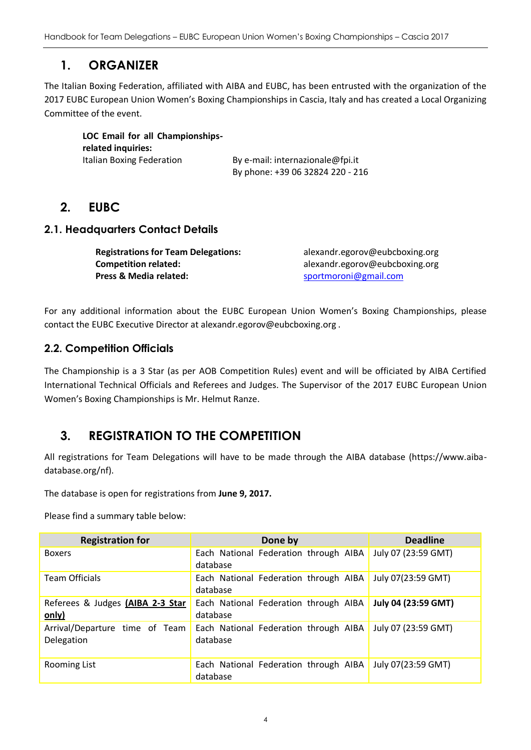# 1. ORGANIZER

The Italian Boxing Federation, affiliated with AIBA and EUBC, has been entrusted with the organization of the 2017 EUBC European Union Women's Boxing Championships in Cascia, Italy and has created a Local Organizing Committee of the event.

**LOC Email for all Championships-related inquiries:**

Italian Boxing Federation — By e-mail: internazionale@fpi.it  
By phone: +39 06 32824 220 - 216

# 2. EUBC

## 2.1. Headquarters Contact Details

**Registrations for Team Delegations:** alexandr.egorov@eubcboxing.org  
**Competition related:** alexandr.egorov@eubcboxing.org  
**Press & Media related:** sportmoroni@gmail.com

For any additional information about the EUBC European Union Women's Boxing Championships, please contact the EUBC Executive Director at alexandr.egorov@eubcboxing.org .

## 2.2. Competition Officials

The Championship is a 3 Star (as per AOB Competition Rules) event and will be officiated by AIBA Certified International Technical Officials and Referees and Judges. The Supervisor of the 2017 EUBC European Union Women's Boxing Championships is Mr. Helmut Ranze.

# 3. REGISTRATION TO THE COMPETITION

All registrations for Team Delegations will have to be made through the AIBA database (https://www.aiba-database.org/nf).

The database is open for registrations from **June 9, 2017.**

Please find a summary table below:

| Registration for | Done by | Deadline |
|---|---|---|
| Boxers | Each National Federation through AIBA database | July 07 (23:59 GMT) |
| Team Officials | Each National Federation through AIBA database | July 07(23:59 GMT) |
| Referees & Judges **(AIBA 2-3 Star only)** | Each National Federation through AIBA database | **July 04 (23:59 GMT)** |
| Arrival/Departure time of Team Delegation | Each National Federation through AIBA database | July 07 (23:59 GMT) |
| Rooming List | Each National Federation through AIBA database | July 07(23:59 GMT) |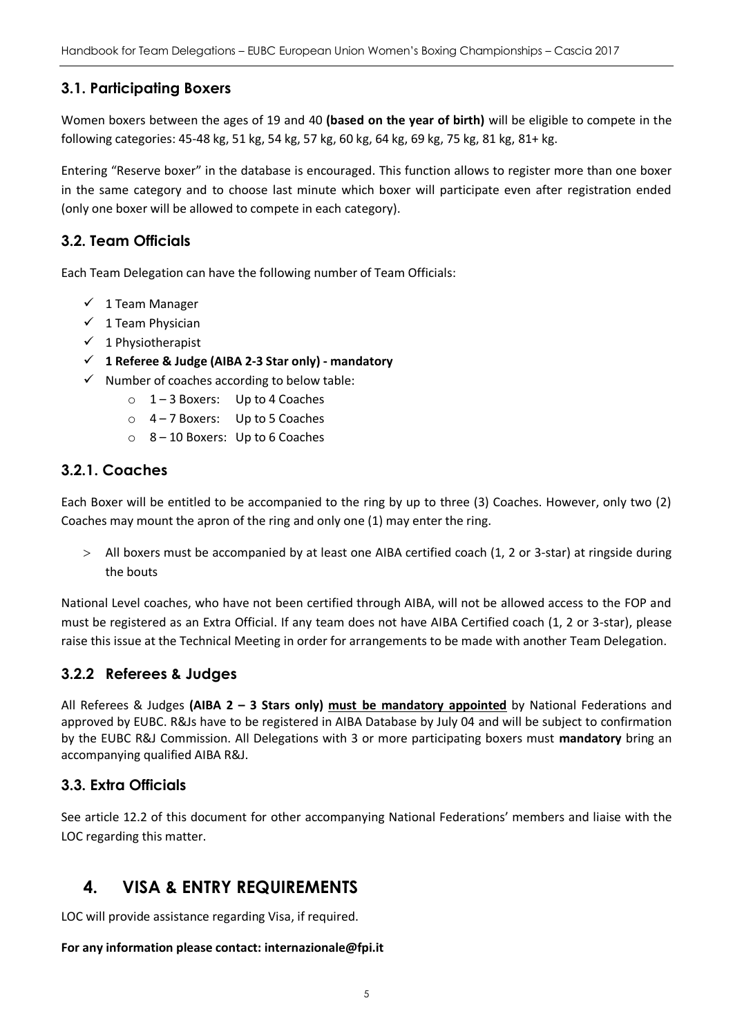## 3.1. Participating Boxers

Women boxers between the ages of 19 and 40 **(based on the year of birth)** will be eligible to compete in the following categories: 45-48 kg, 51 kg, 54 kg, 57 kg, 60 kg, 64 kg, 69 kg, 75 kg, 81 kg, 81+ kg.

Entering "Reserve boxer" in the database is encouraged. This function allows to register more than one boxer in the same category and to choose last minute which boxer will participate even after registration ended (only one boxer will be allowed to compete in each category).

## 3.2. Team Officials

Each Team Delegation can have the following number of Team Officials:

- ✓ 1 Team Manager
- ✓ 1 Team Physician
- ✓ 1 Physiotherapist
- ✓ **1 Referee & Judge (AIBA 2-3 Star only) - mandatory**
- ✓ Number of coaches according to below table:
  - o 1 – 3 Boxers: Up to 4 Coaches
  - o 4 – 7 Boxers: Up to 5 Coaches
  - o 8 – 10 Boxers: Up to 6 Coaches

### 3.2.1. Coaches

Each Boxer will be entitled to be accompanied to the ring by up to three (3) Coaches. However, only two (2) Coaches may mount the apron of the ring and only one (1) may enter the ring.

> All boxers must be accompanied by at least one AIBA certified coach (1, 2 or 3-star) at ringside during the bouts

National Level coaches, who have not been certified through AIBA, will not be allowed access to the FOP and must be registered as an Extra Official. If any team does not have AIBA Certified coach (1, 2 or 3-star), please raise this issue at the Technical Meeting in order for arrangements to be made with another Team Delegation.

### 3.2.2 Referees & Judges

All Referees & Judges **(AIBA 2 – 3 Stars only)** **must be mandatory appointed** by National Federations and approved by EUBC. R&Js have to be registered in AIBA Database by July 04 and will be subject to confirmation by the EUBC R&J Commission. All Delegations with 3 or more participating boxers must **mandatory** bring an accompanying qualified AIBA R&J.

## 3.3. Extra Officials

See article 12.2 of this document for other accompanying National Federations' members and liaise with the LOC regarding this matter.

# 4. VISA & ENTRY REQUIREMENTS

LOC will provide assistance regarding Visa, if required.

**For any information please contact: internazionale@fpi.it**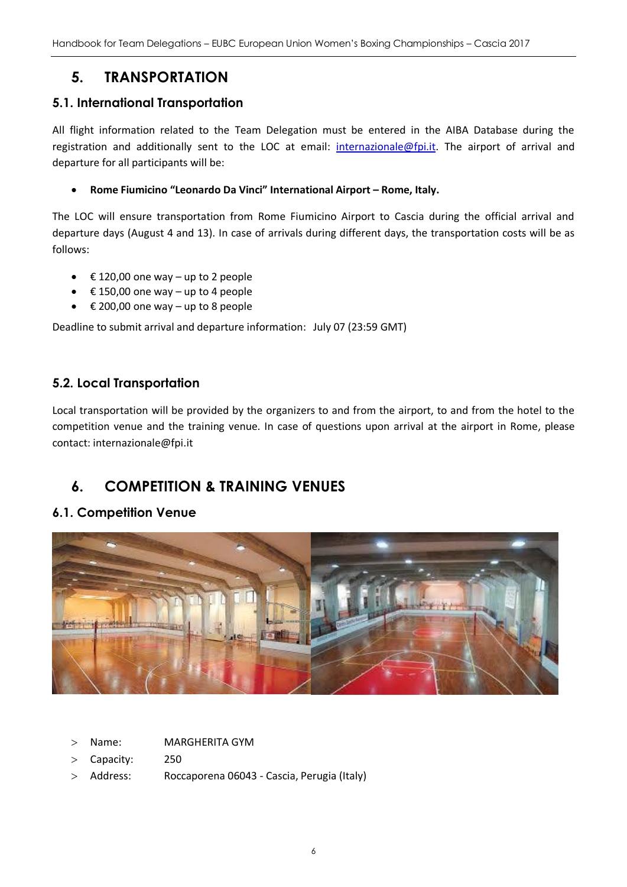## 5. TRANSPORTATION

### 5.1. International Transportation

All flight information related to the Team Delegation must be entered in the AIBA Database during the registration and additionally sent to the LOC at email: internazionale@fpi.it. The airport of arrival and departure for all participants will be:

- **Rome Fiumicino "Leonardo Da Vinci" International Airport – Rome, Italy.**

The LOC will ensure transportation from Rome Fiumicino Airport to Cascia during the official arrival and departure days (August 4 and 13). In case of arrivals during different days, the transportation costs will be as follows:

- € 120,00 one way – up to 2 people
- € 150,00 one way – up to 4 people
- € 200,00 one way – up to 8 people

Deadline to submit arrival and departure information: July 07 (23:59 GMT)

### 5.2. Local Transportation

Local transportation will be provided by the organizers to and from the airport, to and from the hotel to the competition venue and the training venue. In case of questions upon arrival at the airport in Rome, please contact: internazionale@fpi.it

## 6. COMPETITION & TRAINING VENUES

### 6.1. Competition Venue

> Name: MARGHERITA GYM
> Capacity: 250
> Address: Roccaporena 06043 - Cascia, Perugia (Italy)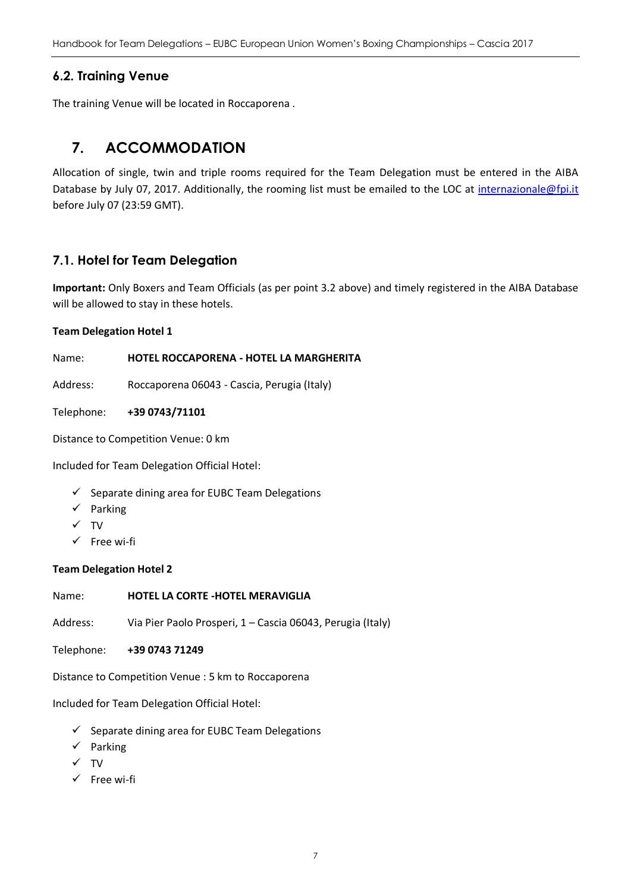### 6.2. Training Venue

The training Venue will be located in Roccaporena .

## 7. ACCOMMODATION

Allocation of single, twin and triple rooms required for the Team Delegation must be entered in the AIBA Database by July 07, 2017. Additionally, the rooming list must be emailed to the LOC at internazionale@fpi.it before July 07 (23:59 GMT).

### 7.1. Hotel for Team Delegation

**Important:** Only Boxers and Team Officials (as per point 3.2 above) and timely registered in the AIBA Database will be allowed to stay in these hotels.

**Team Delegation Hotel 1**

Name: **HOTEL ROCCAPORENA - HOTEL LA MARGHERITA**

Address: Roccaporena 06043 - Cascia, Perugia (Italy)

Telephone: **+39 0743/71101**

Distance to Competition Venue: 0 km

Included for Team Delegation Official Hotel:

- ✓ Separate dining area for EUBC Team Delegations
- ✓ Parking
- ✓ TV
- ✓ Free wi-fi

**Team Delegation Hotel 2**

Name: **HOTEL LA CORTE -HOTEL MERAVIGLIA**

Address: Via Pier Paolo Prosperi, 1 – Cascia 06043, Perugia (Italy)

Telephone: **+39 0743 71249**

Distance to Competition Venue : 5 km to Roccaporena

Included for Team Delegation Official Hotel:

- ✓ Separate dining area for EUBC Team Delegations
- ✓ Parking
- ✓ TV
- ✓ Free wi-fi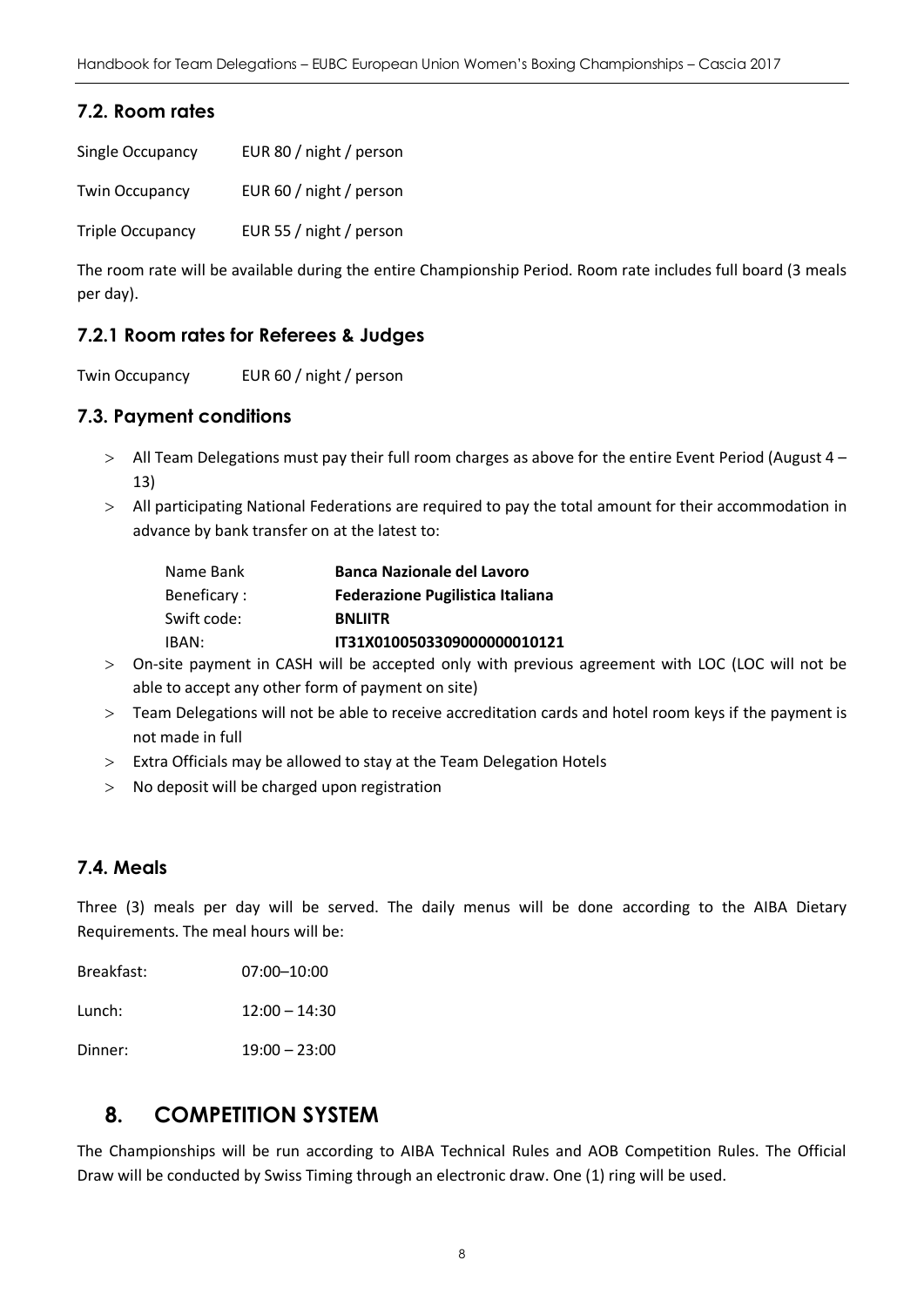## 7.2. Room rates

| | |
|---|---|
| Single Occupancy | EUR 80 / night / person |
| Twin Occupancy | EUR 60 / night / person |
| Triple Occupancy | EUR 55 / night / person |

The room rate will be available during the entire Championship Period. Room rate includes full board (3 meals per day).

### 7.2.1 Room rates for Referees & Judges

| | |
|---|---|
| Twin Occupancy | EUR 60 / night / person |

## 7.3. Payment conditions

> All Team Delegations must pay their full room charges as above for the entire Event Period (August 4 – 13)

> All participating National Federations are required to pay the total amount for their accommodation in advance by bank transfer on at the latest to:

| | |
|---|---|
| Name Bank | **Banca Nazionale del Lavoro** |
| Beneficary : | **Federazione Pugilistica Italiana** |
| Swift code: | **BNLIITR** |
| IBAN: | **IT31X0100503309000000010121** |

> On-site payment in CASH will be accepted only with previous agreement with LOC (LOC will not be able to accept any other form of payment on site)

> Team Delegations will not be able to receive accreditation cards and hotel room keys if the payment is not made in full

> Extra Officials may be allowed to stay at the Team Delegation Hotels

> No deposit will be charged upon registration

## 7.4. Meals

Three (3) meals per day will be served. The daily menus will be done according to the AIBA Dietary Requirements. The meal hours will be:

| | |
|---|---|
| Breakfast: | 07:00–10:00 |
| Lunch: | 12:00 – 14:30 |
| Dinner: | 19:00 – 23:00 |

# 8. COMPETITION SYSTEM

The Championships will be run according to AIBA Technical Rules and AOB Competition Rules. The Official Draw will be conducted by Swiss Timing through an electronic draw. One (1) ring will be used.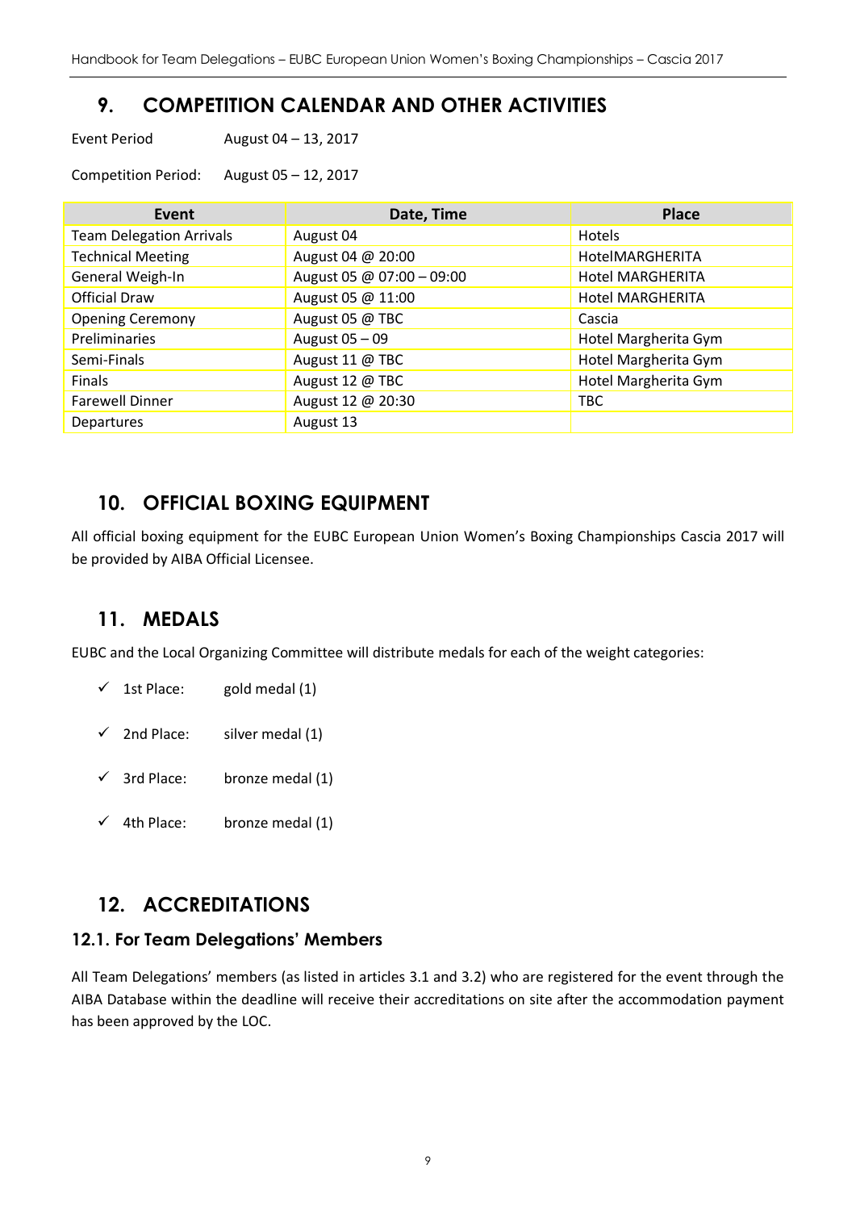## 9. COMPETITION CALENDAR AND OTHER ACTIVITIES

Event Period  August 04 – 13, 2017

Competition Period:  August 05 – 12, 2017

| Event | Date, Time | Place |
|---|---|---|
| Team Delegation Arrivals | August 04 | Hotels |
| Technical Meeting | August 04 @ 20:00 | HotelMARGHERITA |
| General Weigh-In | August 05 @ 07:00 – 09:00 | Hotel MARGHERITA |
| Official Draw | August 05 @ 11:00 | Hotel MARGHERITA |
| Opening Ceremony | August 05 @ TBC | Cascia |
| Preliminaries | August 05 – 09 | Hotel Margherita Gym |
| Semi-Finals | August 11 @ TBC | Hotel Margherita Gym |
| Finals | August 12 @ TBC | Hotel Margherita Gym |
| Farewell Dinner | August 12 @ 20:30 | TBC |
| Departures | August 13 | |

## 10. OFFICIAL BOXING EQUIPMENT

All official boxing equipment for the EUBC European Union Women's Boxing Championships Cascia 2017 will be provided by AIBA Official Licensee.

## 11. MEDALS

EUBC and the Local Organizing Committee will distribute medals for each of the weight categories:

- ✓ 1st Place: gold medal (1)
- ✓ 2nd Place: silver medal (1)
- ✓ 3rd Place: bronze medal (1)
- ✓ 4th Place: bronze medal (1)

## 12. ACCREDITATIONS

### 12.1. For Team Delegations' Members

All Team Delegations' members (as listed in articles 3.1 and 3.2) who are registered for the event through the AIBA Database within the deadline will receive their accreditations on site after the accommodation payment has been approved by the LOC.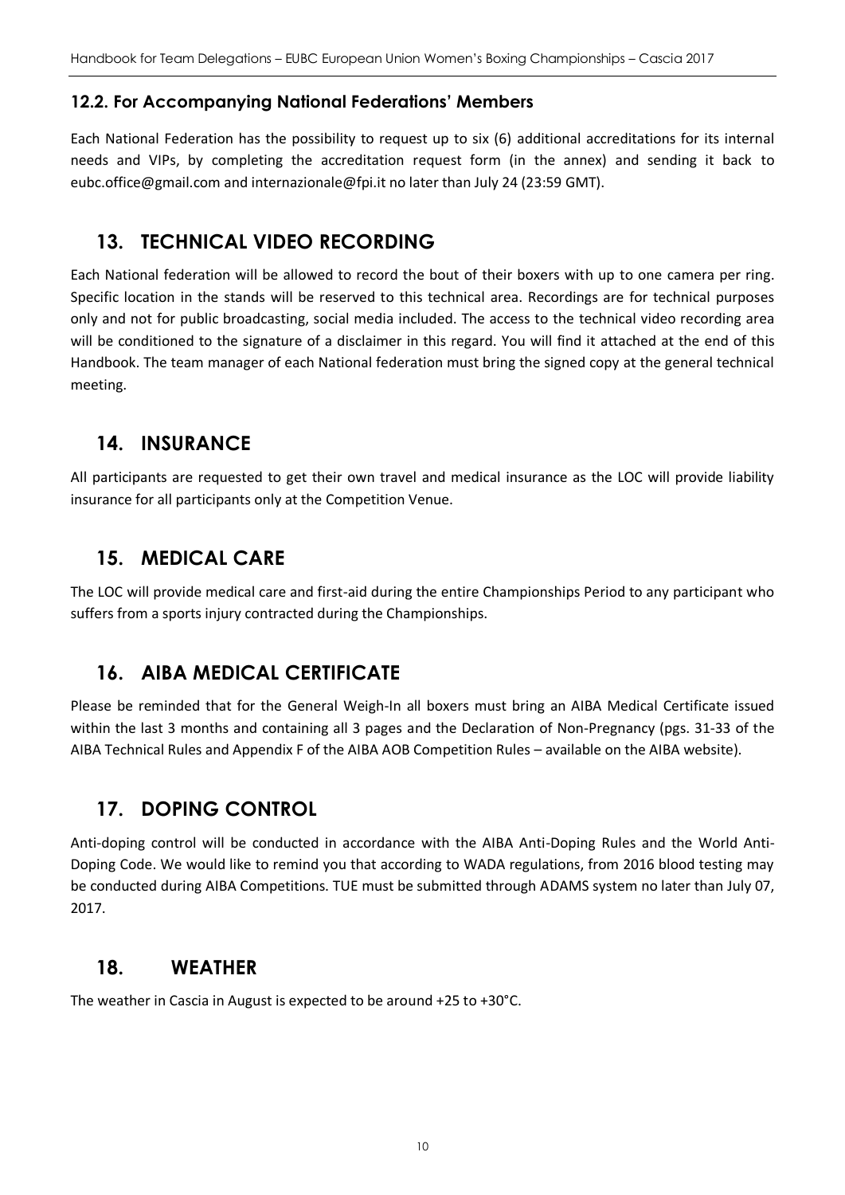### 12.2. For Accompanying National Federations' Members

Each National Federation has the possibility to request up to six (6) additional accreditations for its internal needs and VIPs, by completing the accreditation request form (in the annex) and sending it back to eubc.office@gmail.com and internazionale@fpi.it no later than July 24 (23:59 GMT).

## 13. TECHNICAL VIDEO RECORDING

Each National federation will be allowed to record the bout of their boxers with up to one camera per ring. Specific location in the stands will be reserved to this technical area. Recordings are for technical purposes only and not for public broadcasting, social media included. The access to the technical video recording area will be conditioned to the signature of a disclaimer in this regard. You will find it attached at the end of this Handbook. The team manager of each National federation must bring the signed copy at the general technical meeting.

## 14. INSURANCE

All participants are requested to get their own travel and medical insurance as the LOC will provide liability insurance for all participants only at the Competition Venue.

## 15. MEDICAL CARE

The LOC will provide medical care and first-aid during the entire Championships Period to any participant who suffers from a sports injury contracted during the Championships.

## 16. AIBA MEDICAL CERTIFICATE

Please be reminded that for the General Weigh-In all boxers must bring an AIBA Medical Certificate issued within the last 3 months and containing all 3 pages and the Declaration of Non-Pregnancy (pgs. 31-33 of the AIBA Technical Rules and Appendix F of the AIBA AOB Competition Rules – available on the AIBA website).

## 17. DOPING CONTROL

Anti-doping control will be conducted in accordance with the AIBA Anti-Doping Rules and the World Anti-Doping Code. We would like to remind you that according to WADA regulations, from 2016 blood testing may be conducted during AIBA Competitions. TUE must be submitted through ADAMS system no later than July 07, 2017.

## 18. WEATHER

The weather in Cascia in August is expected to be around +25 to +30°C.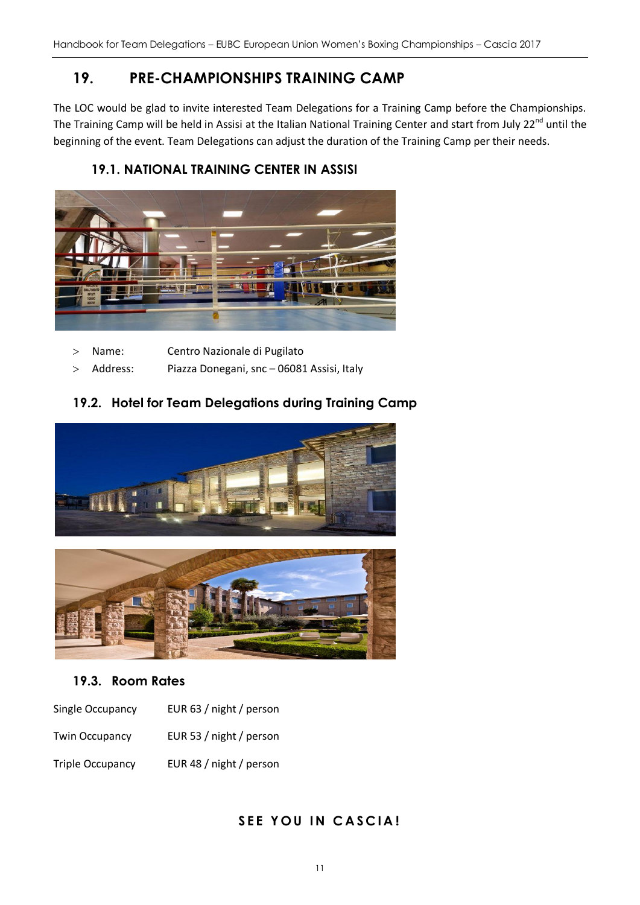## 19. PRE-CHAMPIONSHIPS TRAINING CAMP

The LOC would be glad to invite interested Team Delegations for a Training Camp before the Championships. The Training Camp will be held in Assisi at the Italian National Training Center and start from July 22nd until the beginning of the event. Team Delegations can adjust the duration of the Training Camp per their needs.

### 19.1. NATIONAL TRAINING CENTER IN ASSISI

- Name: Centro Nazionale di Pugilato
- Address: Piazza Donegani, snc – 06081 Assisi, Italy

### 19.2. Hotel for Team Delegations during Training Camp

### 19.3. Room Rates

| | |
|---|---|
| Single Occupancy | EUR 63 / night / person |
| Twin Occupancy | EUR 53 / night / person |
| Triple Occupancy | EUR 48 / night / person |

**SEE YOU IN CASCIA!**